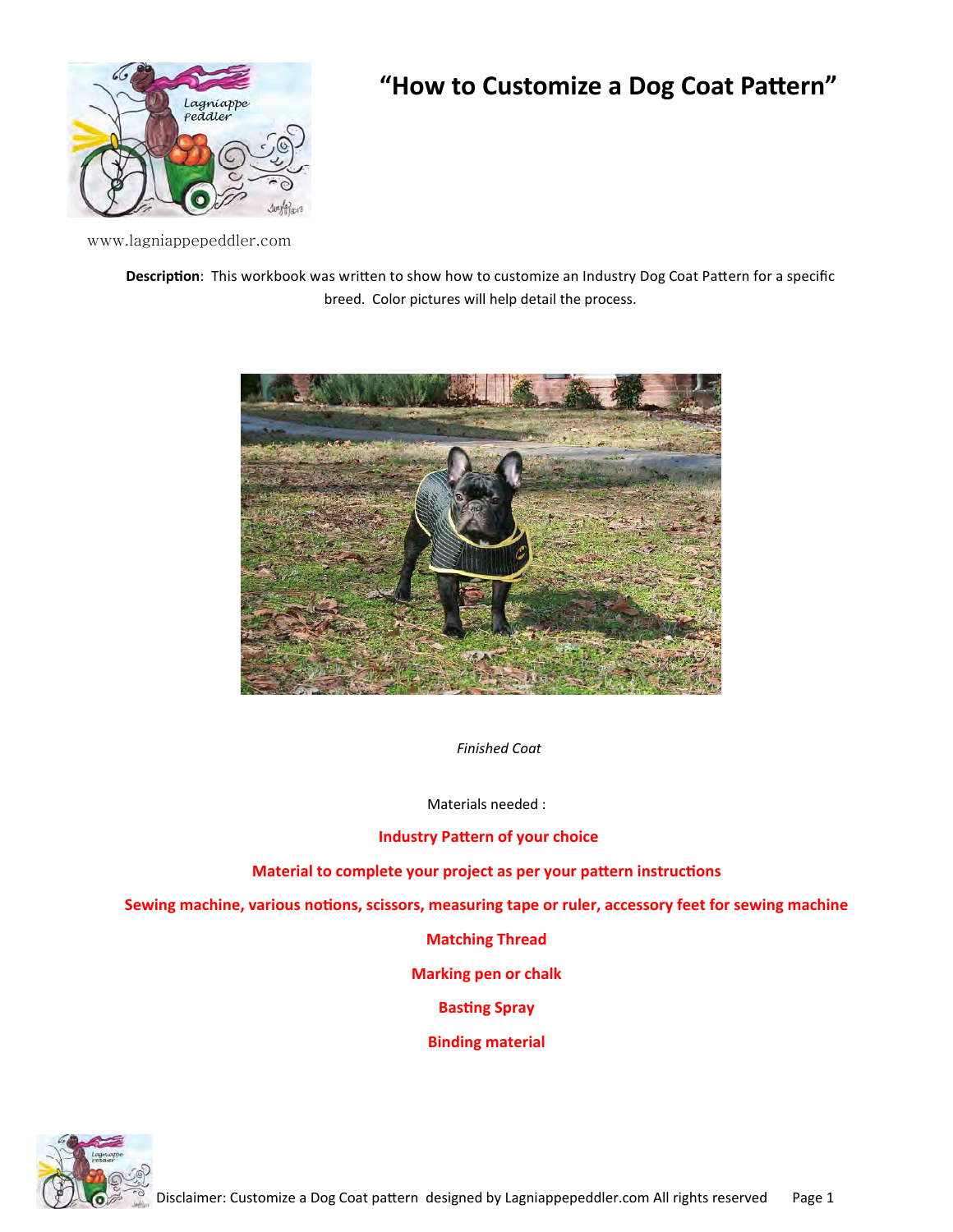# "How to Customize a Dog Coat Pattern"

www.lagniappepeddler.com

**Description**: This workbook was written to show how to customize an Industry Dog Coat Pattern for a specific breed. Color pictures will help detail the process.

*Finished Coat*

Materials needed :

**Industry Pattern of your choice**

**Material to complete your project as per your pattern instructions**

**Sewing machine, various notions, scissors, measuring tape or ruler, accessory feet for sewing machine**

**Matching Thread**

**Marking pen or chalk**

**Basting Spray**

**Binding material**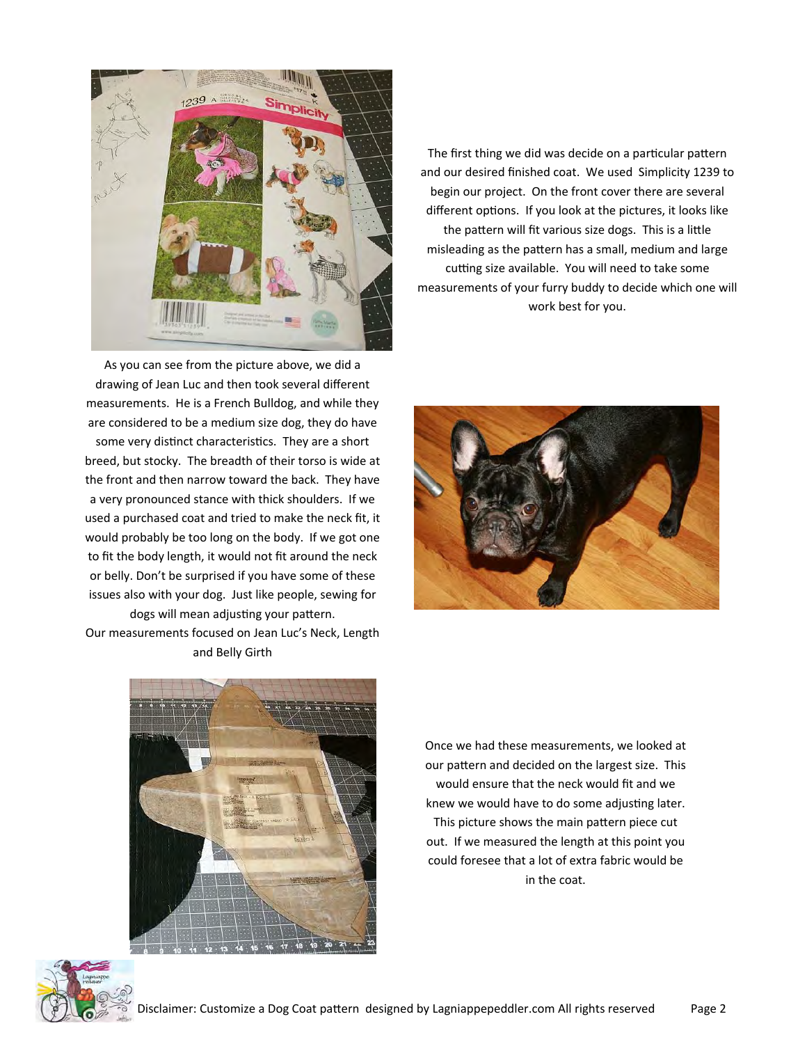The first thing we did was decide on a particular pattern and our desired finished coat. We used Simplicity 1239 to begin our project. On the front cover there are several different options. If you look at the pictures, it looks like the pattern will fit various size dogs. This is a little misleading as the pattern has a small, medium and large cutting size available. You will need to take some measurements of your furry buddy to decide which one will work best for you.

As you can see from the picture above, we did a drawing of Jean Luc and then took several different measurements. He is a French Bulldog, and while they are considered to be a medium size dog, they do have some very distinct characteristics. They are a short breed, but stocky. The breadth of their torso is wide at the front and then narrow toward the back. They have a very pronounced stance with thick shoulders. If we used a purchased coat and tried to make the neck fit, it would probably be too long on the body. If we got one to fit the body length, it would not fit around the neck or belly. Don't be surprised if you have some of these issues also with your dog. Just like people, sewing for dogs will mean adjusting your pattern.

Our measurements focused on Jean Luc's Neck, Length and Belly Girth

Once we had these measurements, we looked at our pattern and decided on the largest size. This would ensure that the neck would fit and we knew we would have to do some adjusting later. This picture shows the main pattern piece cut out. If we measured the length at this point you could foresee that a lot of extra fabric would be in the coat.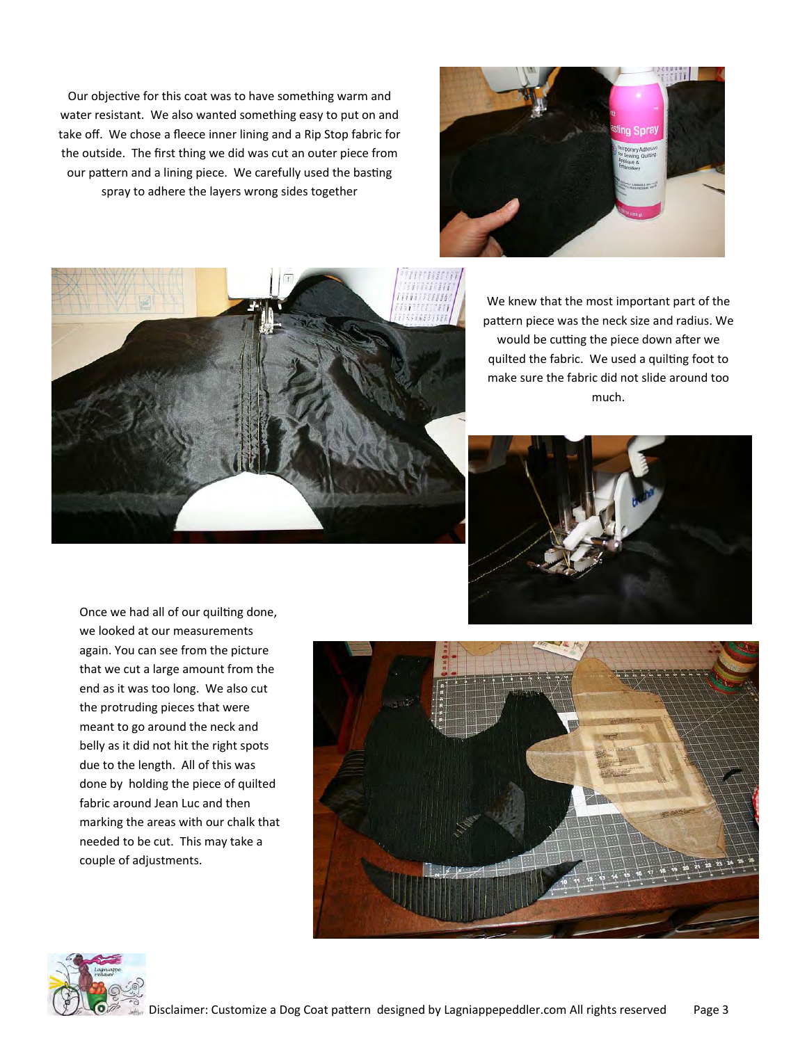Our objective for this coat was to have something warm and water resistant. We also wanted something easy to put on and take off. We chose a fleece inner lining and a Rip Stop fabric for the outside. The first thing we did was cut an outer piece from our pattern and a lining piece. We carefully used the basting spray to adhere the layers wrong sides together

We knew that the most important part of the pattern piece was the neck size and radius. We would be cutting the piece down after we quilted the fabric. We used a quilting foot to make sure the fabric did not slide around too much.

Once we had all of our quilting done, we looked at our measurements again. You can see from the picture that we cut a large amount from the end as it was too long. We also cut the protruding pieces that were meant to go around the neck and belly as it did not hit the right spots due to the length. All of this was done by holding the piece of quilted fabric around Jean Luc and then marking the areas with our chalk that needed to be cut. This may take a couple of adjustments.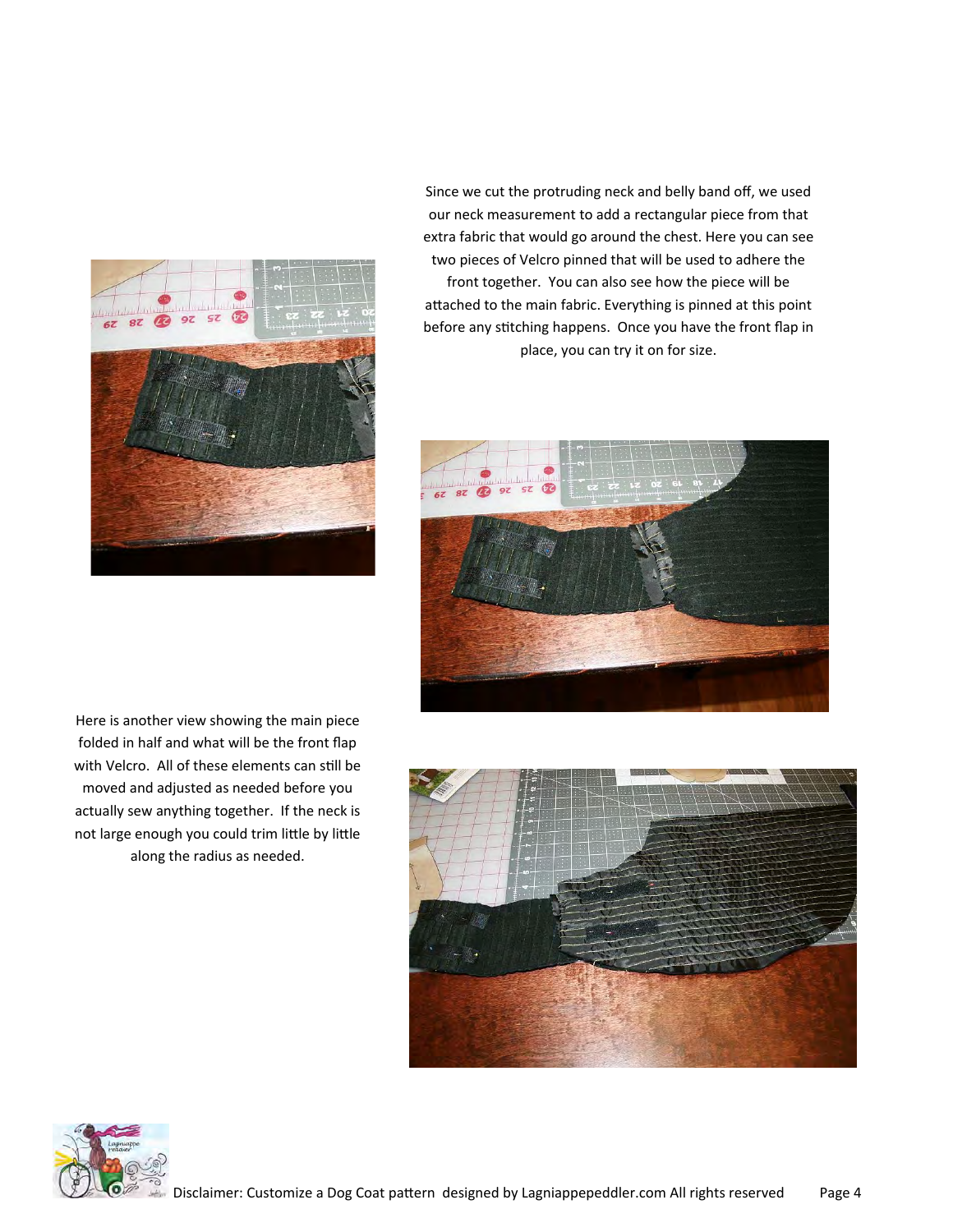Since we cut the protruding neck and belly band off, we used our neck measurement to add a rectangular piece from that extra fabric that would go around the chest. Here you can see two pieces of Velcro pinned that will be used to adhere the front together. You can also see how the piece will be attached to the main fabric. Everything is pinned at this point before any stitching happens. Once you have the front flap in place, you can try it on for size.

Here is another view showing the main piece folded in half and what will be the front flap with Velcro. All of these elements can still be moved and adjusted as needed before you actually sew anything together. If the neck is not large enough you could trim little by little along the radius as needed.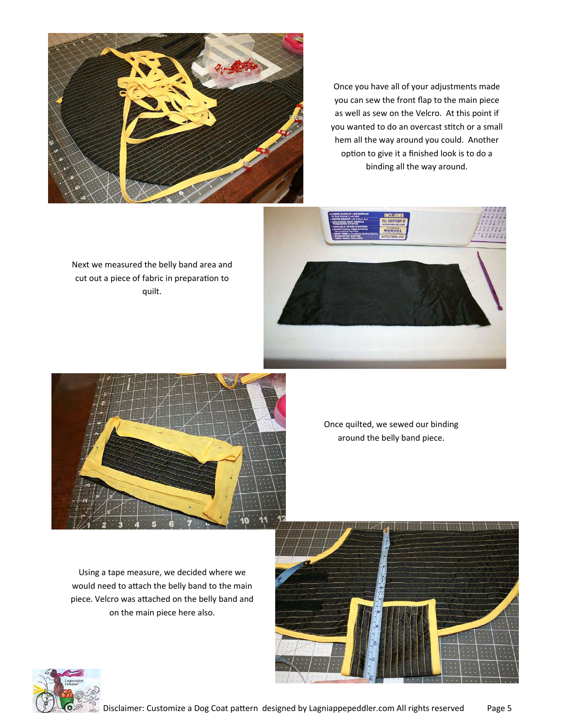Once you have all of your adjustments made you can sew the front flap to the main piece as well as sew on the Velcro. At this point if you wanted to do an overcast stitch or a small hem all the way around you could. Another option to give it a finished look is to do a binding all the way around.

Next we measured the belly band area and cut out a piece of fabric in preparation to quilt.

Once quilted, we sewed our binding around the belly band piece.

Using a tape measure, we decided where we would need to attach the belly band to the main piece. Velcro was attached on the belly band and on the main piece here also.

Disclaimer: Customize a Dog Coat pattern designed by Lagniappepeddler.com All rights reserved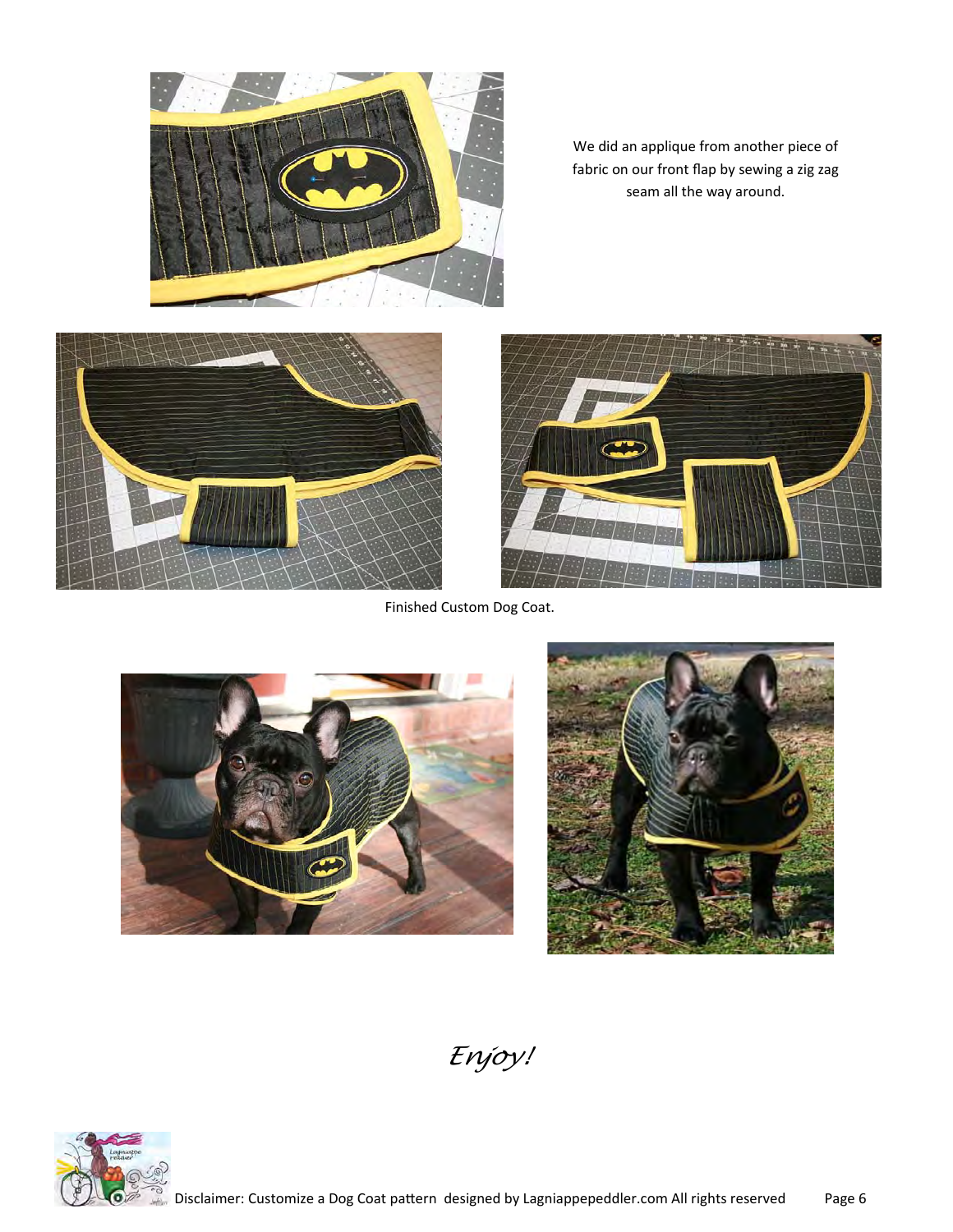We did an applique from another piece of fabric on our front flap by sewing a zig zag seam all the way around.

Finished Custom Dog Coat.

*Enjoy!*

Disclaimer: Customize a Dog Coat pattern designed by Lagniappepeddler.com All rights reserved